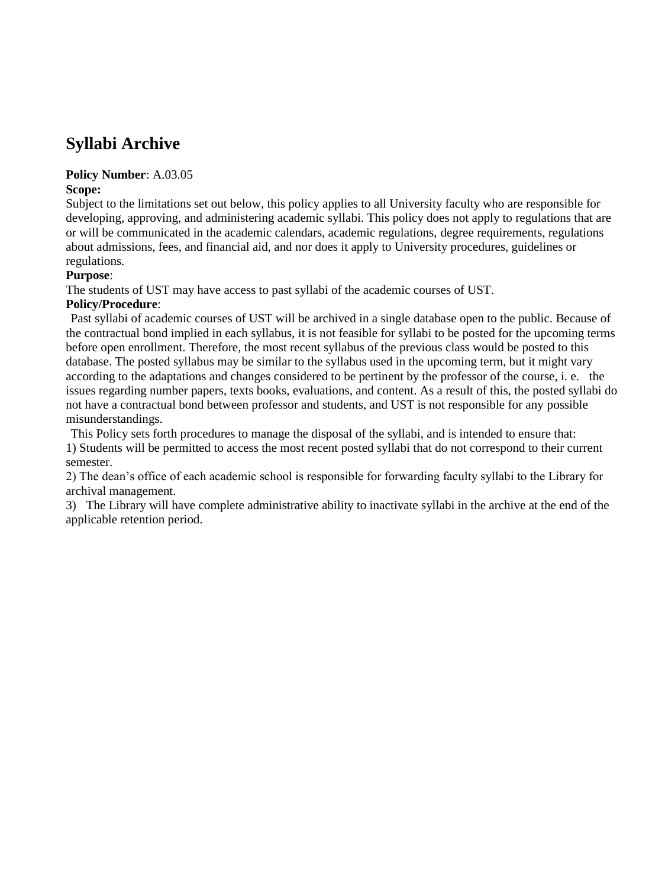# Syllabi Archive

**Policy Number**: A.03.05

**Scope:**

Subject to the limitations set out below, this policy applies to all University faculty who are responsible for developing, approving, and administering academic syllabi. This policy does not apply to regulations that are or will be communicated in the academic calendars, academic regulations, degree requirements, regulations about admissions, fees, and financial aid, and nor does it apply to University procedures, guidelines or regulations.

**Purpose**:

The students of UST may have access to past syllabi of the academic courses of UST.

**Policy/Procedure**:

Past syllabi of academic courses of UST will be archived in a single database open to the public. Because of the contractual bond implied in each syllabus, it is not feasible for syllabi to be posted for the upcoming terms before open enrollment. Therefore, the most recent syllabus of the previous class would be posted to this database. The posted syllabus may be similar to the syllabus used in the upcoming term, but it might vary according to the adaptations and changes considered to be pertinent by the professor of the course, i. e. the issues regarding number papers, texts books, evaluations, and content. As a result of this, the posted syllabi do not have a contractual bond between professor and students, and UST is not responsible for any possible misunderstandings.

This Policy sets forth procedures to manage the disposal of the syllabi, and is intended to ensure that:

1) Students will be permitted to access the most recent posted syllabi that do not correspond to their current semester.

2) The dean's office of each academic school is responsible for forwarding faculty syllabi to the Library for archival management.

3) The Library will have complete administrative ability to inactivate syllabi in the archive at the end of the applicable retention period.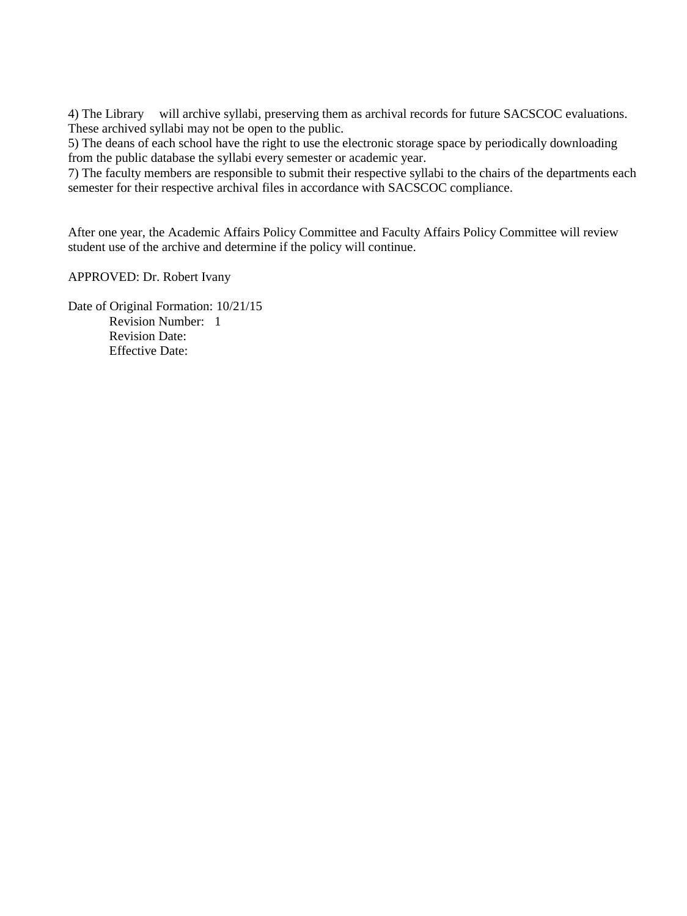4) The Library will archive syllabi, preserving them as archival records for future SACSCOC evaluations. These archived syllabi may not be open to the public.
5) The deans of each school have the right to use the electronic storage space by periodically downloading from the public database the syllabi every semester or academic year.
7) The faculty members are responsible to submit their respective syllabi to the chairs of the departments each semester for their respective archival files in accordance with SACSCOC compliance.

After one year, the Academic Affairs Policy Committee and Faculty Affairs Policy Committee will review student use of the archive and determine if the policy will continue.

APPROVED: Dr. Robert Ivany

Date of Original Formation: 10/21/15
Revision Number: 1
Revision Date:
Effective Date: